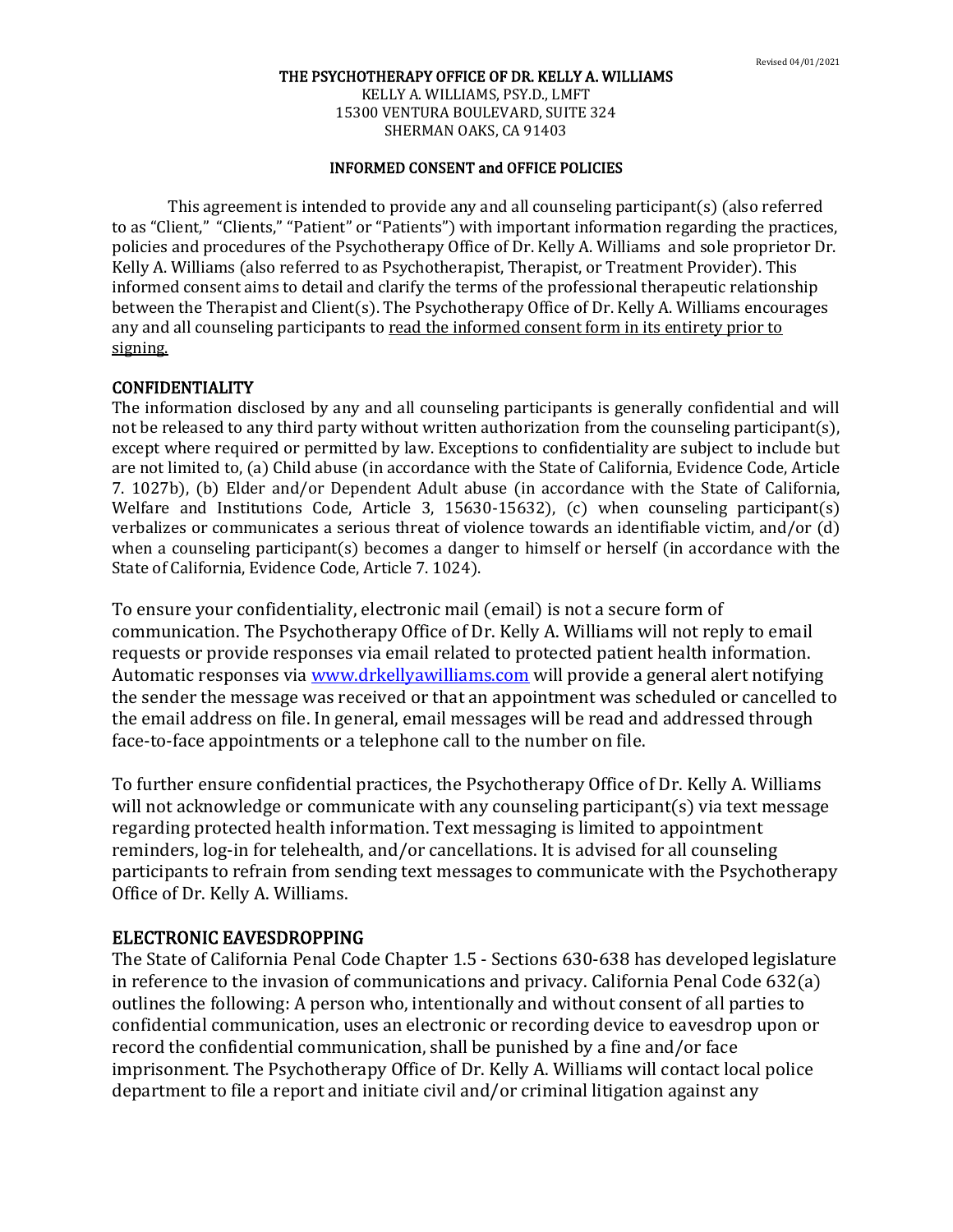Revised 04/01/2021

**THE PSYCHOTHERAPY OFFICE OF DR. KELLY A. WILLIAMS**
KELLY A. WILLIAMS, PSY.D., LMFT
15300 VENTURA BOULEVARD, SUITE 324
SHERMAN OAKS, CA 91403

# INFORMED CONSENT and OFFICE POLICIES

This agreement is intended to provide any and all counseling participant(s) (also referred to as "Client," "Clients," "Patient" or "Patients") with important information regarding the practices, policies and procedures of the Psychotherapy Office of Dr. Kelly A. Williams and sole proprietor Dr. Kelly A. Williams (also referred to as Psychotherapist, Therapist, or Treatment Provider). This informed consent aims to detail and clarify the terms of the professional therapeutic relationship between the Therapist and Client(s). The Psychotherapy Office of Dr. Kelly A. Williams encourages any and all counseling participants to read the informed consent form in its entirety prior to signing.

## CONFIDENTIALITY

The information disclosed by any and all counseling participants is generally confidential and will not be released to any third party without written authorization from the counseling participant(s), except where required or permitted by law. Exceptions to confidentiality are subject to include but are not limited to, (a) Child abuse (in accordance with the State of California, Evidence Code, Article 7. 1027b), (b) Elder and/or Dependent Adult abuse (in accordance with the State of California, Welfare and Institutions Code, Article 3, 15630-15632), (c) when counseling participant(s) verbalizes or communicates a serious threat of violence towards an identifiable victim, and/or (d) when a counseling participant(s) becomes a danger to himself or herself (in accordance with the State of California, Evidence Code, Article 7. 1024).

To ensure your confidentiality, electronic mail (email) is not a secure form of communication. The Psychotherapy Office of Dr. Kelly A. Williams will not reply to email requests or provide responses via email related to protected patient health information. Automatic responses via www.drkellyawilliams.com will provide a general alert notifying the sender the message was received or that an appointment was scheduled or cancelled to the email address on file. In general, email messages will be read and addressed through face-to-face appointments or a telephone call to the number on file.

To further ensure confidential practices, the Psychotherapy Office of Dr. Kelly A. Williams will not acknowledge or communicate with any counseling participant(s) via text message regarding protected health information. Text messaging is limited to appointment reminders, log-in for telehealth, and/or cancellations. It is advised for all counseling participants to refrain from sending text messages to communicate with the Psychotherapy Office of Dr. Kelly A. Williams.

## ELECTRONIC EAVESDROPPING

The State of California Penal Code Chapter 1.5 - Sections 630-638 has developed legislature in reference to the invasion of communications and privacy. California Penal Code 632(a) outlines the following: A person who, intentionally and without consent of all parties to confidential communication, uses an electronic or recording device to eavesdrop upon or record the confidential communication, shall be punished by a fine and/or face imprisonment. The Psychotherapy Office of Dr. Kelly A. Williams will contact local police department to file a report and initiate civil and/or criminal litigation against any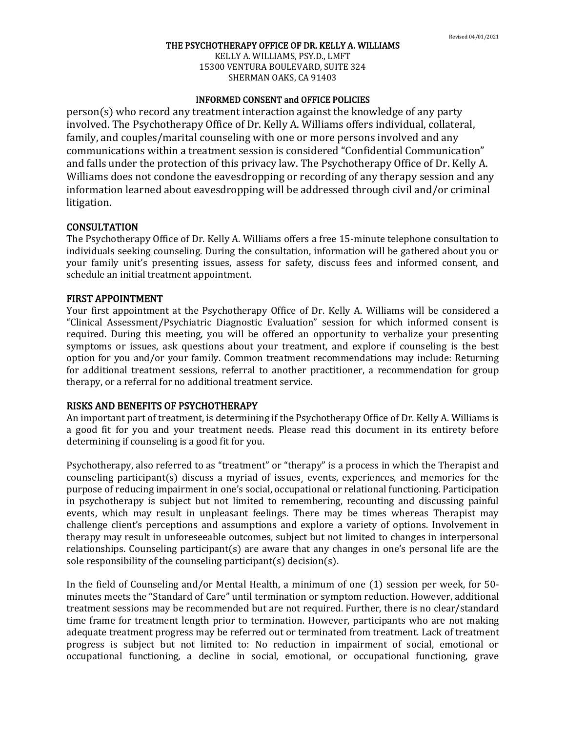person(s) who record any treatment interaction against the knowledge of any party involved. The Psychotherapy Office of Dr. Kelly A. Williams offers individual, collateral, family, and couples/marital counseling with one or more persons involved and any communications within a treatment session is considered "Confidential Communication" and falls under the protection of this privacy law. The Psychotherapy Office of Dr. Kelly A. Williams does not condone the eavesdropping or recording of any therapy session and any information learned about eavesdropping will be addressed through civil and/or criminal litigation.

## CONSULTATION

The Psychotherapy Office of Dr. Kelly A. Williams offers a free 15-minute telephone consultation to individuals seeking counseling. During the consultation, information will be gathered about you or your family unit's presenting issues, assess for safety, discuss fees and informed consent, and schedule an initial treatment appointment.

## FIRST APPOINTMENT

Your first appointment at the Psychotherapy Office of Dr. Kelly A. Williams will be considered a "Clinical Assessment/Psychiatric Diagnostic Evaluation" session for which informed consent is required. During this meeting, you will be offered an opportunity to verbalize your presenting symptoms or issues, ask questions about your treatment, and explore if counseling is the best option for you and/or your family. Common treatment recommendations may include: Returning for additional treatment sessions, referral to another practitioner, a recommendation for group therapy, or a referral for no additional treatment service.

## RISKS AND BENEFITS OF PSYCHOTHERAPY

An important part of treatment, is determining if the Psychotherapy Office of Dr. Kelly A. Williams is a good fit for you and your treatment needs. Please read this document in its entirety before determining if counseling is a good fit for you.

Psychotherapy, also referred to as "treatment" or "therapy" is a process in which the Therapist and counseling participant(s) discuss a myriad of issues, events, experiences, and memories for the purpose of reducing impairment in one's social, occupational or relational functioning. Participation in psychotherapy is subject but not limited to remembering, recounting and discussing painful events, which may result in unpleasant feelings. There may be times whereas Therapist may challenge client's perceptions and assumptions and explore a variety of options. Involvement in therapy may result in unforeseeable outcomes, subject but not limited to changes in interpersonal relationships. Counseling participant(s) are aware that any changes in one's personal life are the sole responsibility of the counseling participant(s) decision(s).

In the field of Counseling and/or Mental Health, a minimum of one (1) session per week, for 50-minutes meets the "Standard of Care" until termination or symptom reduction. However, additional treatment sessions may be recommended but are not required. Further, there is no clear/standard time frame for treatment length prior to termination. However, participants who are not making adequate treatment progress may be referred out or terminated from treatment. Lack of treatment progress is subject but not limited to: No reduction in impairment of social, emotional or occupational functioning, a decline in social, emotional, or occupational functioning, grave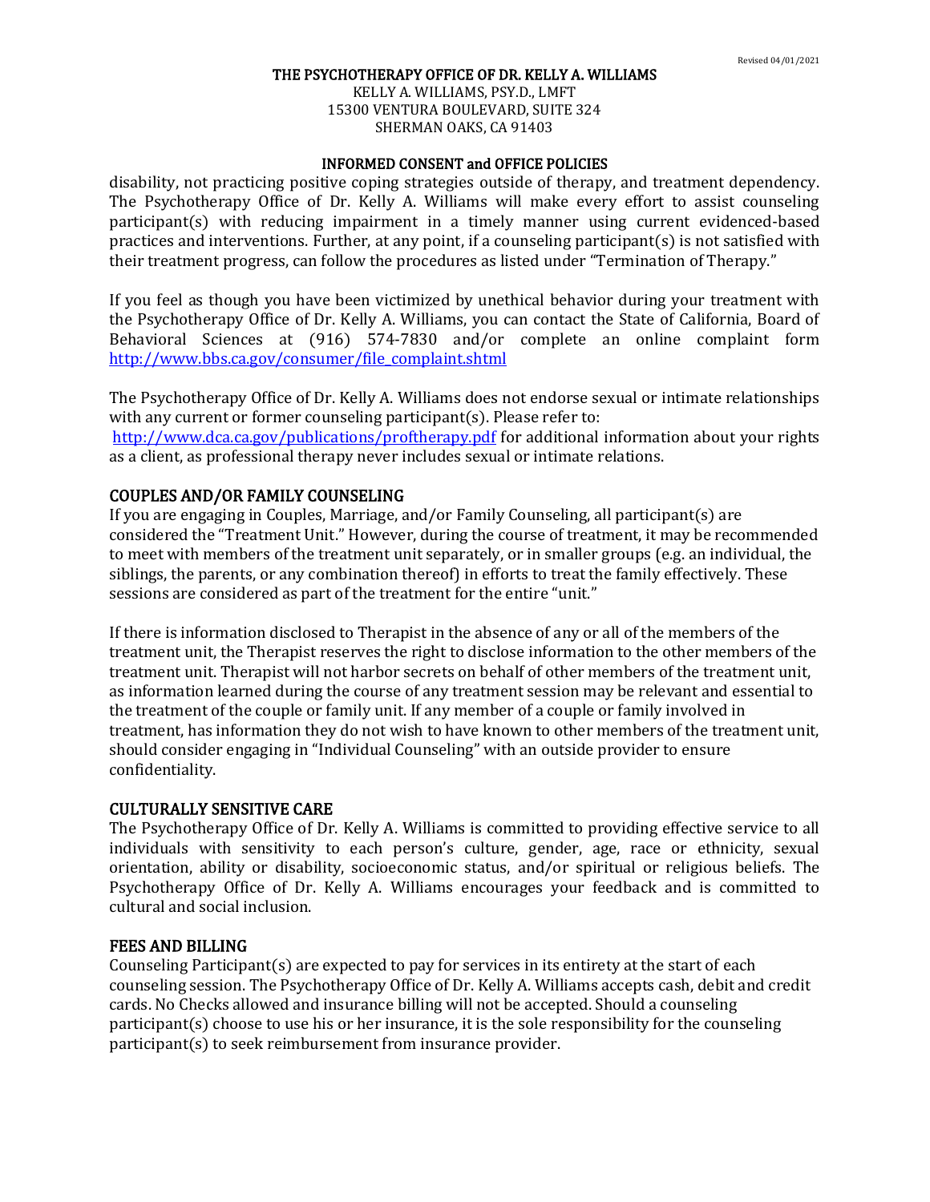disability, not practicing positive coping strategies outside of therapy, and treatment dependency. The Psychotherapy Office of Dr. Kelly A. Williams will make every effort to assist counseling participant(s) with reducing impairment in a timely manner using current evidenced-based practices and interventions. Further, at any point, if a counseling participant(s) is not satisfied with their treatment progress, can follow the procedures as listed under "Termination of Therapy."

If you feel as though you have been victimized by unethical behavior during your treatment with the Psychotherapy Office of Dr. Kelly A. Williams, you can contact the State of California, Board of Behavioral Sciences at (916) 574-7830 and/or complete an online complaint form [http://www.bbs.ca.gov/consumer/file_complaint.shtml](http://www.bbs.ca.gov/consumer/file_complaint.shtml)

The Psychotherapy Office of Dr. Kelly A. Williams does not endorse sexual or intimate relationships with any current or former counseling participant(s). Please refer to: [http://www.dca.ca.gov/publications/proftherapy.pdf](http://www.dca.ca.gov/publications/proftherapy.pdf) for additional information about your rights as a client, as professional therapy never includes sexual or intimate relations.

## COUPLES AND/OR FAMILY COUNSELING

If you are engaging in Couples, Marriage, and/or Family Counseling, all participant(s) are considered the "Treatment Unit." However, during the course of treatment, it may be recommended to meet with members of the treatment unit separately, or in smaller groups (e.g. an individual, the siblings, the parents, or any combination thereof) in efforts to treat the family effectively. These sessions are considered as part of the treatment for the entire "unit."

If there is information disclosed to Therapist in the absence of any or all of the members of the treatment unit, the Therapist reserves the right to disclose information to the other members of the treatment unit. Therapist will not harbor secrets on behalf of other members of the treatment unit, as information learned during the course of any treatment session may be relevant and essential to the treatment of the couple or family unit. If any member of a couple or family involved in treatment, has information they do not wish to have known to other members of the treatment unit, should consider engaging in "Individual Counseling" with an outside provider to ensure confidentiality.

## CULTURALLY SENSITIVE CARE

The Psychotherapy Office of Dr. Kelly A. Williams is committed to providing effective service to all individuals with sensitivity to each person's culture, gender, age, race or ethnicity, sexual orientation, ability or disability, socioeconomic status, and/or spiritual or religious beliefs. The Psychotherapy Office of Dr. Kelly A. Williams encourages your feedback and is committed to cultural and social inclusion.

## FEES AND BILLING

Counseling Participant(s) are expected to pay for services in its entirety at the start of each counseling session. The Psychotherapy Office of Dr. Kelly A. Williams accepts cash, debit and credit cards. No Checks allowed and insurance billing will not be accepted. Should a counseling participant(s) choose to use his or her insurance, it is the sole responsibility for the counseling participant(s) to seek reimbursement from insurance provider.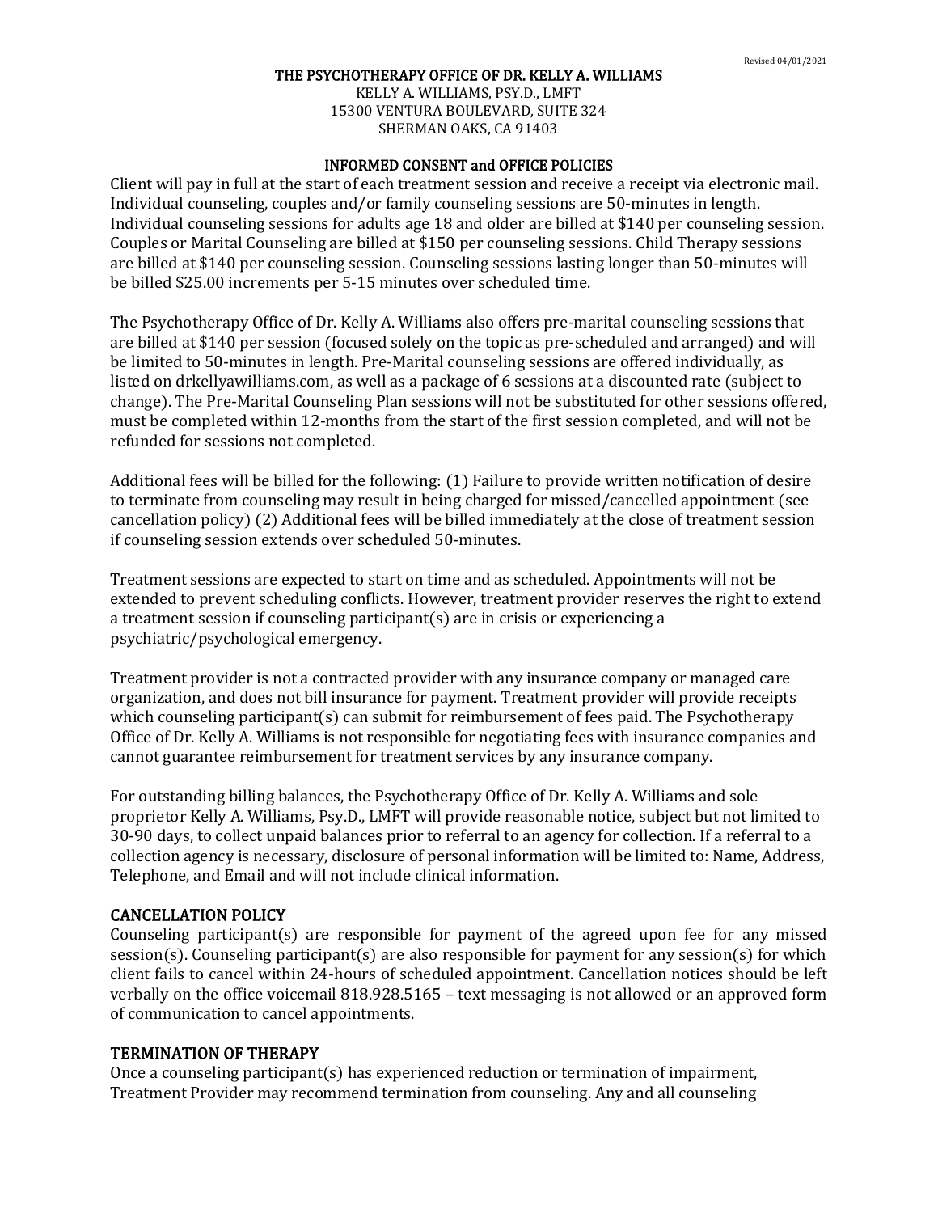Revised 04/01/2021

**THE PSYCHOTHERAPY OFFICE OF DR. KELLY A. WILLIAMS**
KELLY A. WILLIAMS, PSY.D., LMFT
15300 VENTURA BOULEVARD, SUITE 324
SHERMAN OAKS, CA 91403

## INFORMED CONSENT and OFFICE POLICIES

Client will pay in full at the start of each treatment session and receive a receipt via electronic mail. Individual counseling, couples and/or family counseling sessions are 50-minutes in length. Individual counseling sessions for adults age 18 and older are billed at $140 per counseling session. Couples or Marital Counseling are billed at $150 per counseling sessions. Child Therapy sessions are billed at $140 per counseling session. Counseling sessions lasting longer than 50-minutes will be billed $25.00 increments per 5-15 minutes over scheduled time.

The Psychotherapy Office of Dr. Kelly A. Williams also offers pre-marital counseling sessions that are billed at $140 per session (focused solely on the topic as pre-scheduled and arranged) and will be limited to 50-minutes in length. Pre-Marital counseling sessions are offered individually, as listed on drkellyawilliams.com, as well as a package of 6 sessions at a discounted rate (subject to change). The Pre-Marital Counseling Plan sessions will not be substituted for other sessions offered, must be completed within 12-months from the start of the first session completed, and will not be refunded for sessions not completed.

Additional fees will be billed for the following: (1) Failure to provide written notification of desire to terminate from counseling may result in being charged for missed/cancelled appointment (see cancellation policy) (2) Additional fees will be billed immediately at the close of treatment session if counseling session extends over scheduled 50-minutes.

Treatment sessions are expected to start on time and as scheduled. Appointments will not be extended to prevent scheduling conflicts. However, treatment provider reserves the right to extend a treatment session if counseling participant(s) are in crisis or experiencing a psychiatric/psychological emergency.

Treatment provider is not a contracted provider with any insurance company or managed care organization, and does not bill insurance for payment. Treatment provider will provide receipts which counseling participant(s) can submit for reimbursement of fees paid. The Psychotherapy Office of Dr. Kelly A. Williams is not responsible for negotiating fees with insurance companies and cannot guarantee reimbursement for treatment services by any insurance company.

For outstanding billing balances, the Psychotherapy Office of Dr. Kelly A. Williams and sole proprietor Kelly A. Williams, Psy.D., LMFT will provide reasonable notice, subject but not limited to 30-90 days, to collect unpaid balances prior to referral to an agency for collection. If a referral to a collection agency is necessary, disclosure of personal information will be limited to: Name, Address, Telephone, and Email and will not include clinical information.

## CANCELLATION POLICY

Counseling participant(s) are responsible for payment of the agreed upon fee for any missed session(s). Counseling participant(s) are also responsible for payment for any session(s) for which client fails to cancel within 24-hours of scheduled appointment. Cancellation notices should be left verbally on the office voicemail 818.928.5165 – text messaging is not allowed or an approved form of communication to cancel appointments.

## TERMINATION OF THERAPY

Once a counseling participant(s) has experienced reduction or termination of impairment, Treatment Provider may recommend termination from counseling. Any and all counseling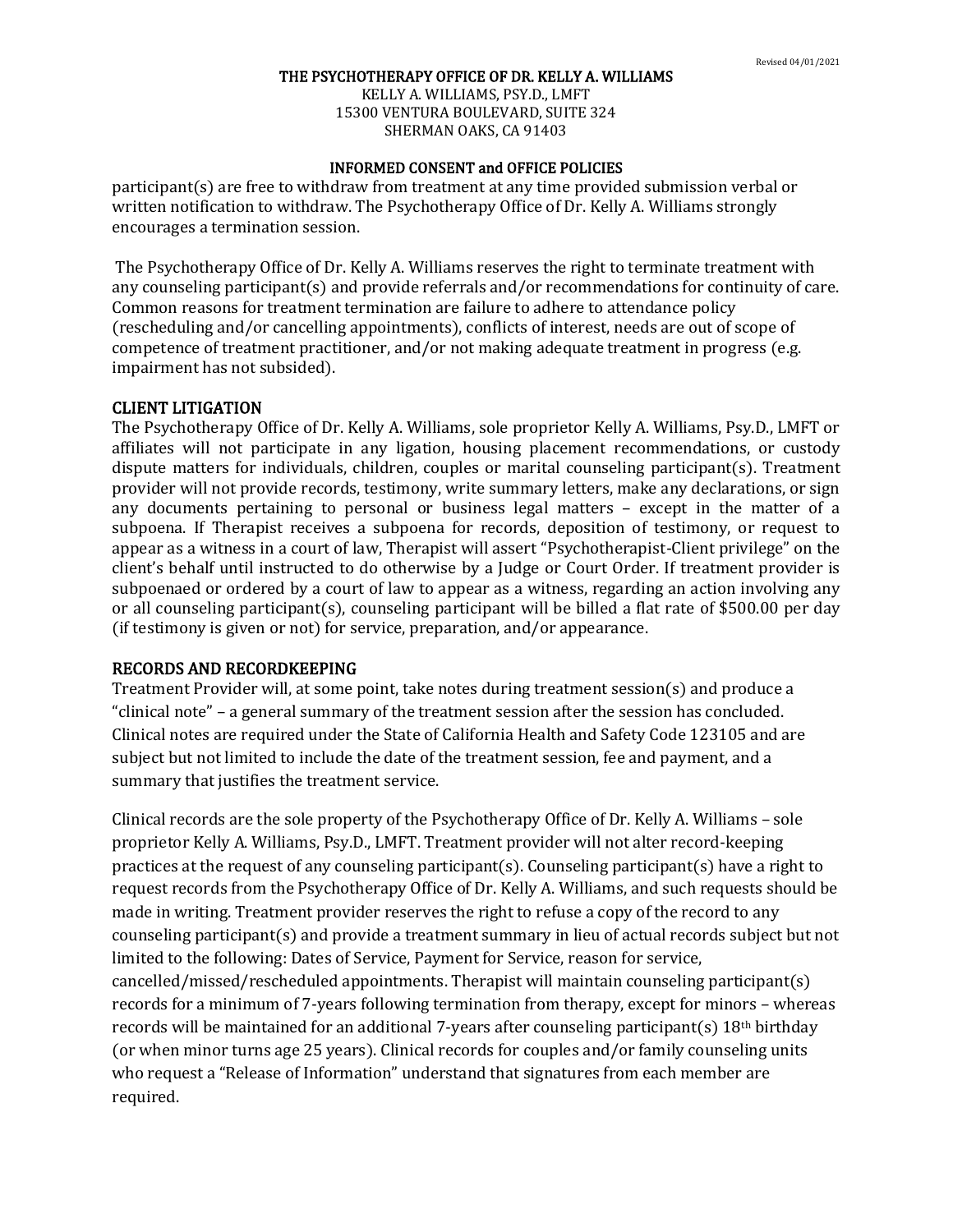participant(s) are free to withdraw from treatment at any time provided submission verbal or written notification to withdraw. The Psychotherapy Office of Dr. Kelly A. Williams strongly encourages a termination session.

The Psychotherapy Office of Dr. Kelly A. Williams reserves the right to terminate treatment with any counseling participant(s) and provide referrals and/or recommendations for continuity of care. Common reasons for treatment termination are failure to adhere to attendance policy (rescheduling and/or cancelling appointments), conflicts of interest, needs are out of scope of competence of treatment practitioner, and/or not making adequate treatment in progress (e.g. impairment has not subsided).

## CLIENT LITIGATION

The Psychotherapy Office of Dr. Kelly A. Williams, sole proprietor Kelly A. Williams, Psy.D., LMFT or affiliates will not participate in any ligation, housing placement recommendations, or custody dispute matters for individuals, children, couples or marital counseling participant(s). Treatment provider will not provide records, testimony, write summary letters, make any declarations, or sign any documents pertaining to personal or business legal matters – except in the matter of a subpoena. If Therapist receives a subpoena for records, deposition of testimony, or request to appear as a witness in a court of law, Therapist will assert "Psychotherapist-Client privilege" on the client's behalf until instructed to do otherwise by a Judge or Court Order. If treatment provider is subpoenaed or ordered by a court of law to appear as a witness, regarding an action involving any or all counseling participant(s), counseling participant will be billed a flat rate of $500.00 per day (if testimony is given or not) for service, preparation, and/or appearance.

## RECORDS AND RECORDKEEPING

Treatment Provider will, at some point, take notes during treatment session(s) and produce a "clinical note" – a general summary of the treatment session after the session has concluded. Clinical notes are required under the State of California Health and Safety Code 123105 and are subject but not limited to include the date of the treatment session, fee and payment, and a summary that justifies the treatment service.

Clinical records are the sole property of the Psychotherapy Office of Dr. Kelly A. Williams – sole proprietor Kelly A. Williams, Psy.D., LMFT. Treatment provider will not alter record-keeping practices at the request of any counseling participant(s). Counseling participant(s) have a right to request records from the Psychotherapy Office of Dr. Kelly A. Williams, and such requests should be made in writing. Treatment provider reserves the right to refuse a copy of the record to any counseling participant(s) and provide a treatment summary in lieu of actual records subject but not limited to the following: Dates of Service, Payment for Service, reason for service, cancelled/missed/rescheduled appointments. Therapist will maintain counseling participant(s) records for a minimum of 7-years following termination from therapy, except for minors – whereas records will be maintained for an additional 7-years after counseling participant(s) 18th birthday (or when minor turns age 25 years). Clinical records for couples and/or family counseling units who request a "Release of Information" understand that signatures from each member are required.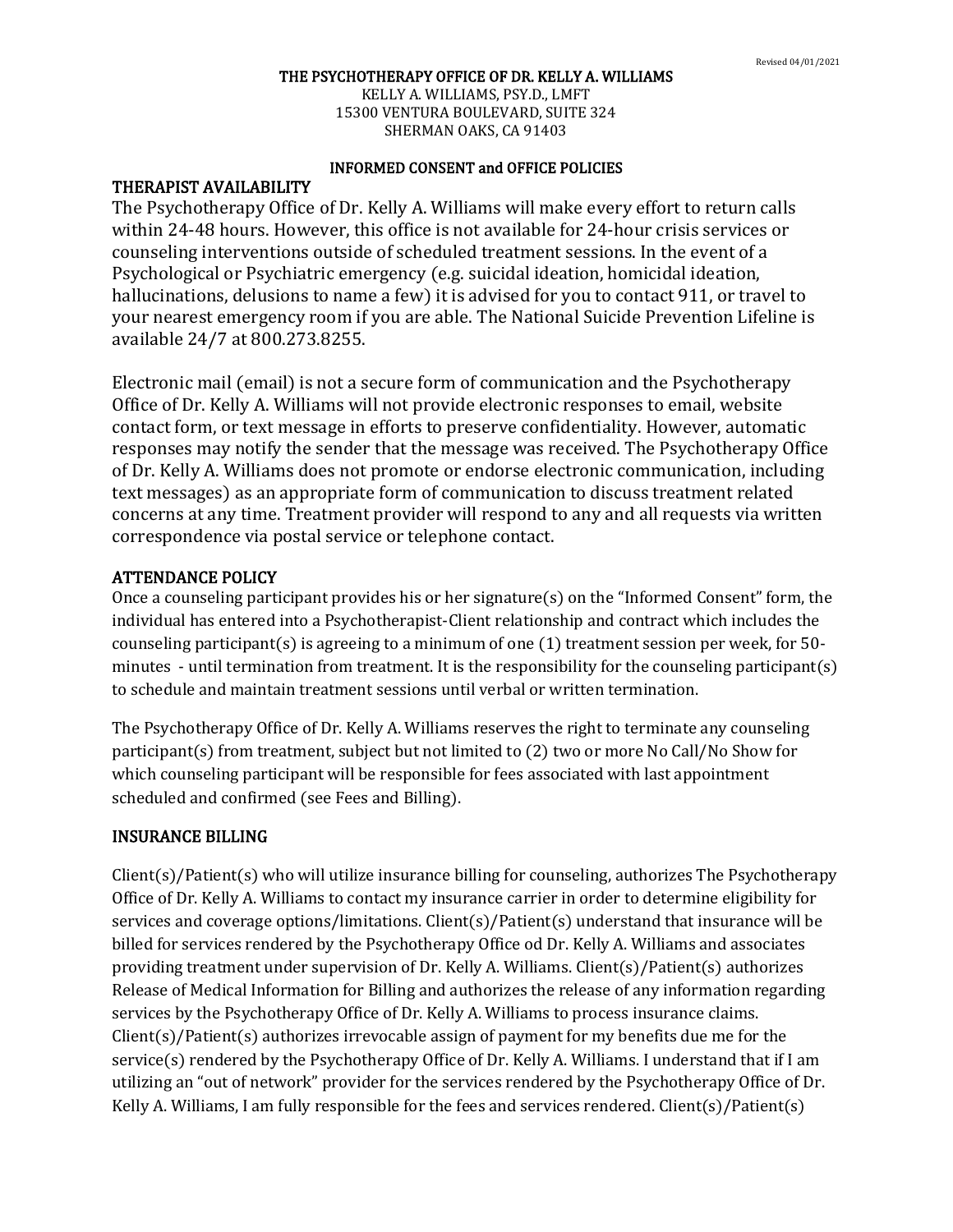Revised 04/01/2021

**THE PSYCHOTHERAPY OFFICE OF DR. KELLY A. WILLIAMS**
KELLY A. WILLIAMS, PSY.D., LMFT
15300 VENTURA BOULEVARD, SUITE 324
SHERMAN OAKS, CA 91403

**INFORMED CONSENT and OFFICE POLICIES**

## THERAPIST AVAILABILITY

The Psychotherapy Office of Dr. Kelly A. Williams will make every effort to return calls within 24-48 hours. However, this office is not available for 24-hour crisis services or counseling interventions outside of scheduled treatment sessions. In the event of a Psychological or Psychiatric emergency (e.g. suicidal ideation, homicidal ideation, hallucinations, delusions to name a few) it is advised for you to contact 911, or travel to your nearest emergency room if you are able. The National Suicide Prevention Lifeline is available 24/7 at 800.273.8255.

Electronic mail (email) is not a secure form of communication and the Psychotherapy Office of Dr. Kelly A. Williams will not provide electronic responses to email, website contact form, or text message in efforts to preserve confidentiality. However, automatic responses may notify the sender that the message was received. The Psychotherapy Office of Dr. Kelly A. Williams does not promote or endorse electronic communication, including text messages) as an appropriate form of communication to discuss treatment related concerns at any time. Treatment provider will respond to any and all requests via written correspondence via postal service or telephone contact.

## ATTENDANCE POLICY

Once a counseling participant provides his or her signature(s) on the "Informed Consent" form, the individual has entered into a Psychotherapist-Client relationship and contract which includes the counseling participant(s) is agreeing to a minimum of one (1) treatment session per week, for 50-minutes - until termination from treatment. It is the responsibility for the counseling participant(s) to schedule and maintain treatment sessions until verbal or written termination.

The Psychotherapy Office of Dr. Kelly A. Williams reserves the right to terminate any counseling participant(s) from treatment, subject but not limited to (2) two or more No Call/No Show for which counseling participant will be responsible for fees associated with last appointment scheduled and confirmed (see Fees and Billing).

## INSURANCE BILLING

Client(s)/Patient(s) who will utilize insurance billing for counseling, authorizes The Psychotherapy Office of Dr. Kelly A. Williams to contact my insurance carrier in order to determine eligibility for services and coverage options/limitations. Client(s)/Patient(s) understand that insurance will be billed for services rendered by the Psychotherapy Office od Dr. Kelly A. Williams and associates providing treatment under supervision of Dr. Kelly A. Williams. Client(s)/Patient(s) authorizes Release of Medical Information for Billing and authorizes the release of any information regarding services by the Psychotherapy Office of Dr. Kelly A. Williams to process insurance claims. Client(s)/Patient(s) authorizes irrevocable assign of payment for my benefits due me for the service(s) rendered by the Psychotherapy Office of Dr. Kelly A. Williams. I understand that if I am utilizing an "out of network" provider for the services rendered by the Psychotherapy Office of Dr. Kelly A. Williams, I am fully responsible for the fees and services rendered. Client(s)/Patient(s)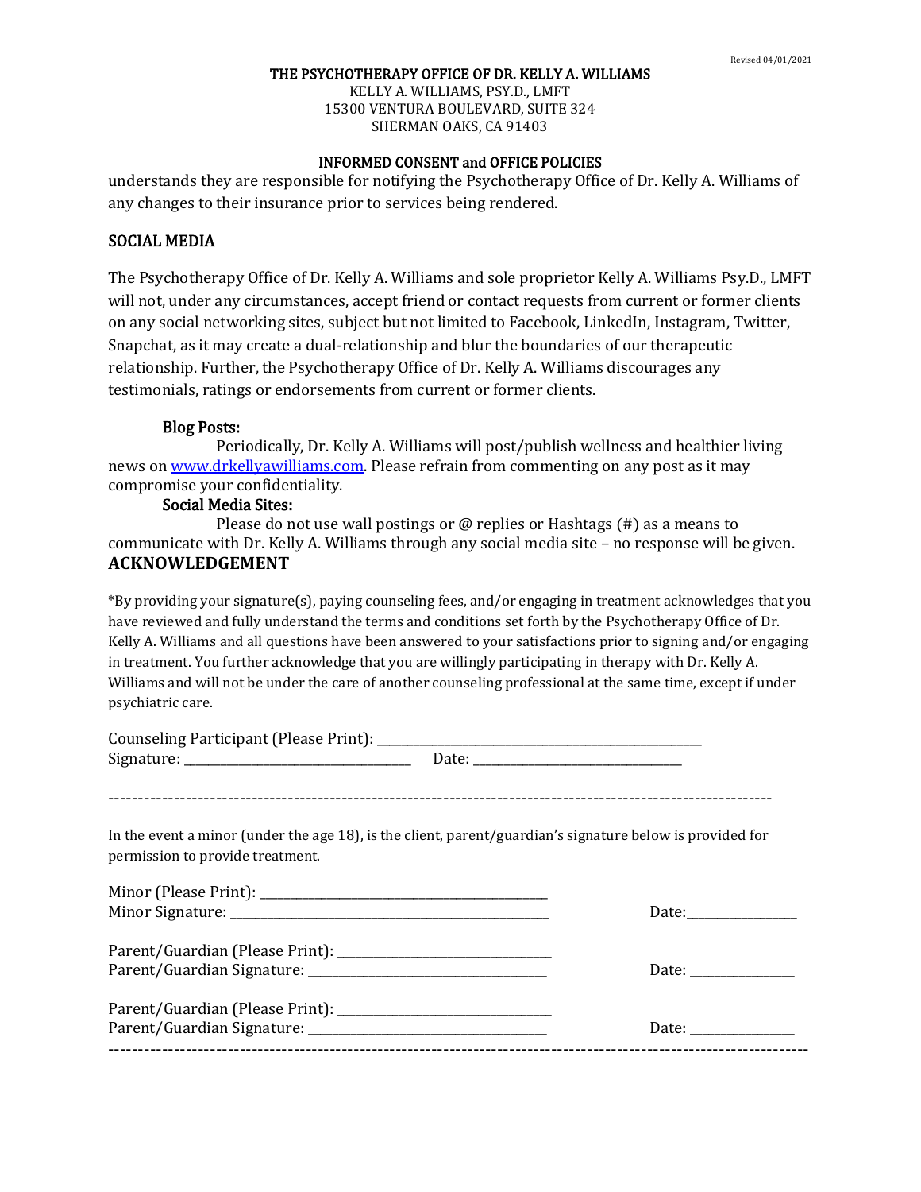understands they are responsible for notifying the Psychotherapy Office of Dr. Kelly A. Williams of any changes to their insurance prior to services being rendered.

## SOCIAL MEDIA

The Psychotherapy Office of Dr. Kelly A. Williams and sole proprietor Kelly A. Williams Psy.D., LMFT will not, under any circumstances, accept friend or contact requests from current or former clients on any social networking sites, subject but not limited to Facebook, LinkedIn, Instagram, Twitter, Snapchat, as it may create a dual-relationship and blur the boundaries of our therapeutic relationship. Further, the Psychotherapy Office of Dr. Kelly A. Williams discourages any testimonials, ratings or endorsements from current or former clients.

### Blog Posts:

Periodically, Dr. Kelly A. Williams will post/publish wellness and healthier living news on www.drkellyawilliams.com. Please refrain from commenting on any post as it may compromise your confidentiality.

### Social Media Sites:

Please do not use wall postings or @ replies or Hashtags (#) as a means to communicate with Dr. Kelly A. Williams through any social media site – no response will be given.

## ACKNOWLEDGEMENT

*By providing your signature(s), paying counseling fees, and/or engaging in treatment acknowledges that you have reviewed and fully understand the terms and conditions set forth by the Psychotherapy Office of Dr. Kelly A. Williams and all questions have been answered to your satisfactions prior to signing and/or engaging in treatment. You further acknowledge that you are willingly participating in therapy with Dr. Kelly A. Williams and will not be under the care of another counseling professional at the same time, except if under psychiatric care.

Counseling Participant (Please Print): ____________________________________________
Signature: _______________________________ Date: ____________________________

---

In the event a minor (under the age 18), is the client, parent/guardian's signature below is provided for permission to provide treatment.

Minor (Please Print): ____________________________________
Minor Signature: ________________________________________ Date:_______________

Parent/Guardian (Please Print): ___________________________
Parent/Guardian Signature: ______________________________ Date: ______________

Parent/Guardian (Please Print): ___________________________
Parent/Guardian Signature: ______________________________ Date: ______________

---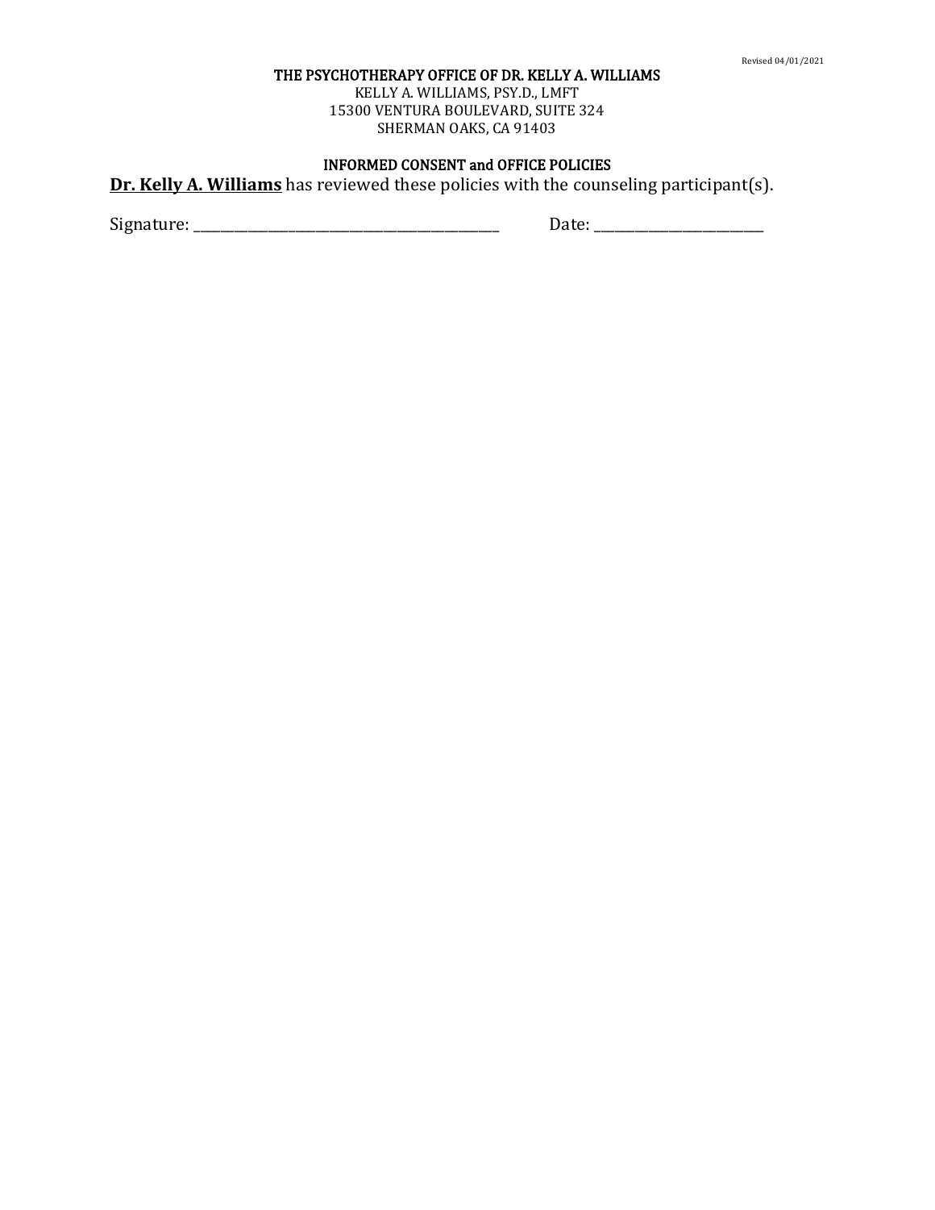Revised 04/01/2021

**THE PSYCHOTHERAPY OFFICE OF DR. KELLY A. WILLIAMS**
KELLY A. WILLIAMS, PSY.D., LMFT
15300 VENTURA BOULEVARD, SUITE 324
SHERMAN OAKS, CA 91403

**INFORMED CONSENT and OFFICE POLICIES**

**Dr. Kelly A. Williams** has reviewed these policies with the counseling participant(s).

Signature: ___________________________________________ Date: ________________________